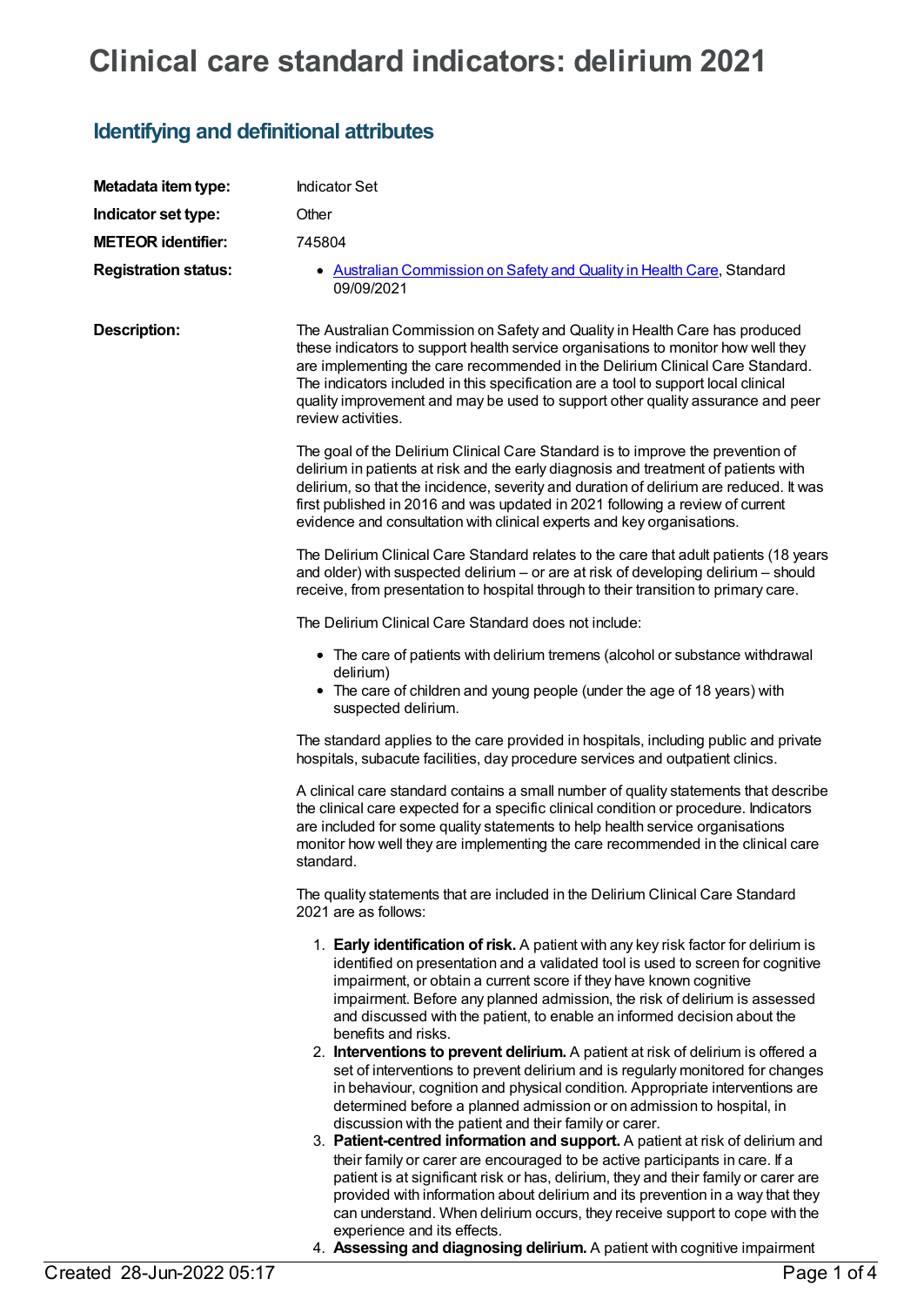# Clinical care standard indicators: delirium 2021

## Identifying and definitional attributes

**Metadata item type:** Indicator Set

**Indicator set type:** Other

**METEOR identifier:** 745804

**Registration status:**

- Australian Commission on Safety and Quality in Health Care, Standard 09/09/2021

**Description:**

The Australian Commission on Safety and Quality in Health Care has produced these indicators to support health service organisations to monitor how well they are implementing the care recommended in the Delirium Clinical Care Standard. The indicators included in this specification are a tool to support local clinical quality improvement and may be used to support other quality assurance and peer review activities.

The goal of the Delirium Clinical Care Standard is to improve the prevention of delirium in patients at risk and the early diagnosis and treatment of patients with delirium, so that the incidence, severity and duration of delirium are reduced. It was first published in 2016 and was updated in 2021 following a review of current evidence and consultation with clinical experts and key organisations.

The Delirium Clinical Care Standard relates to the care that adult patients (18 years and older) with suspected delirium – or are at risk of developing delirium – should receive, from presentation to hospital through to their transition to primary care.

The Delirium Clinical Care Standard does not include:

- The care of patients with delirium tremens (alcohol or substance withdrawal delirium)
- The care of children and young people (under the age of 18 years) with suspected delirium.

The standard applies to the care provided in hospitals, including public and private hospitals, subacute facilities, day procedure services and outpatient clinics.

A clinical care standard contains a small number of quality statements that describe the clinical care expected for a specific clinical condition or procedure. Indicators are included for some quality statements to help health service organisations monitor how well they are implementing the care recommended in the clinical care standard.

The quality statements that are included in the Delirium Clinical Care Standard 2021 are as follows:

1. **Early identification of risk.** A patient with any key risk factor for delirium is identified on presentation and a validated tool is used to screen for cognitive impairment, or obtain a current score if they have known cognitive impairment. Before any planned admission, the risk of delirium is assessed and discussed with the patient, to enable an informed decision about the benefits and risks.
2. **Interventions to prevent delirium.** A patient at risk of delirium is offered a set of interventions to prevent delirium and is regularly monitored for changes in behaviour, cognition and physical condition. Appropriate interventions are determined before a planned admission or on admission to hospital, in discussion with the patient and their family or carer.
3. **Patient-centred information and support.** A patient at risk of delirium and their family or carer are encouraged to be active participants in care. If a patient is at significant risk or has, delirium, they and their family or carer are provided with information about delirium and its prevention in a way that they can understand. When delirium occurs, they receive support to cope with the experience and its effects.
4. **Assessing and diagnosing delirium.** A patient with cognitive impairment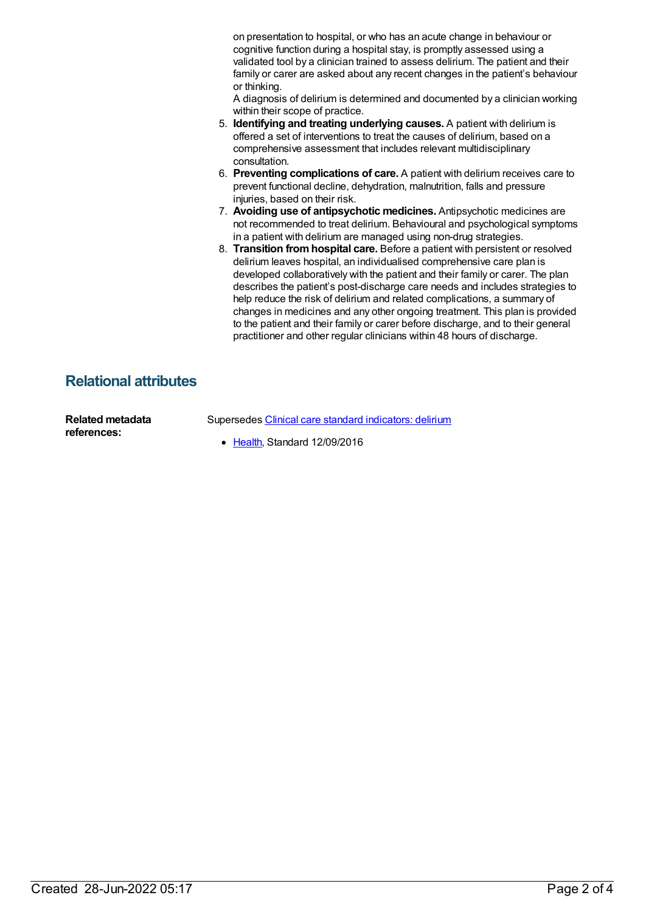on presentation to hospital, or who has an acute change in behaviour or cognitive function during a hospital stay, is promptly assessed using a validated tool by a clinician trained to assess delirium. The patient and their family or carer are asked about any recent changes in the patient's behaviour or thinking.
A diagnosis of delirium is determined and documented by a clinician working within their scope of practice.

5. **Identifying and treating underlying causes.** A patient with delirium is offered a set of interventions to treat the causes of delirium, based on a comprehensive assessment that includes relevant multidisciplinary consultation.
6. **Preventing complications of care.** A patient with delirium receives care to prevent functional decline, dehydration, malnutrition, falls and pressure injuries, based on their risk.
7. **Avoiding use of antipsychotic medicines.** Antipsychotic medicines are not recommended to treat delirium. Behavioural and psychological symptoms in a patient with delirium are managed using non-drug strategies.
8. **Transition from hospital care.** Before a patient with persistent or resolved delirium leaves hospital, an individualised comprehensive care plan is developed collaboratively with the patient and their family or carer. The plan describes the patient's post-discharge care needs and includes strategies to help reduce the risk of delirium and related complications, a summary of changes in medicines and any other ongoing treatment. This plan is provided to the patient and their family or carer before discharge, and to their general practitioner and other regular clinicians within 48 hours of discharge.

## Relational attributes

**Related metadata references:**

Supersedes Clinical care standard indicators: delirium

- Health, Standard 12/09/2016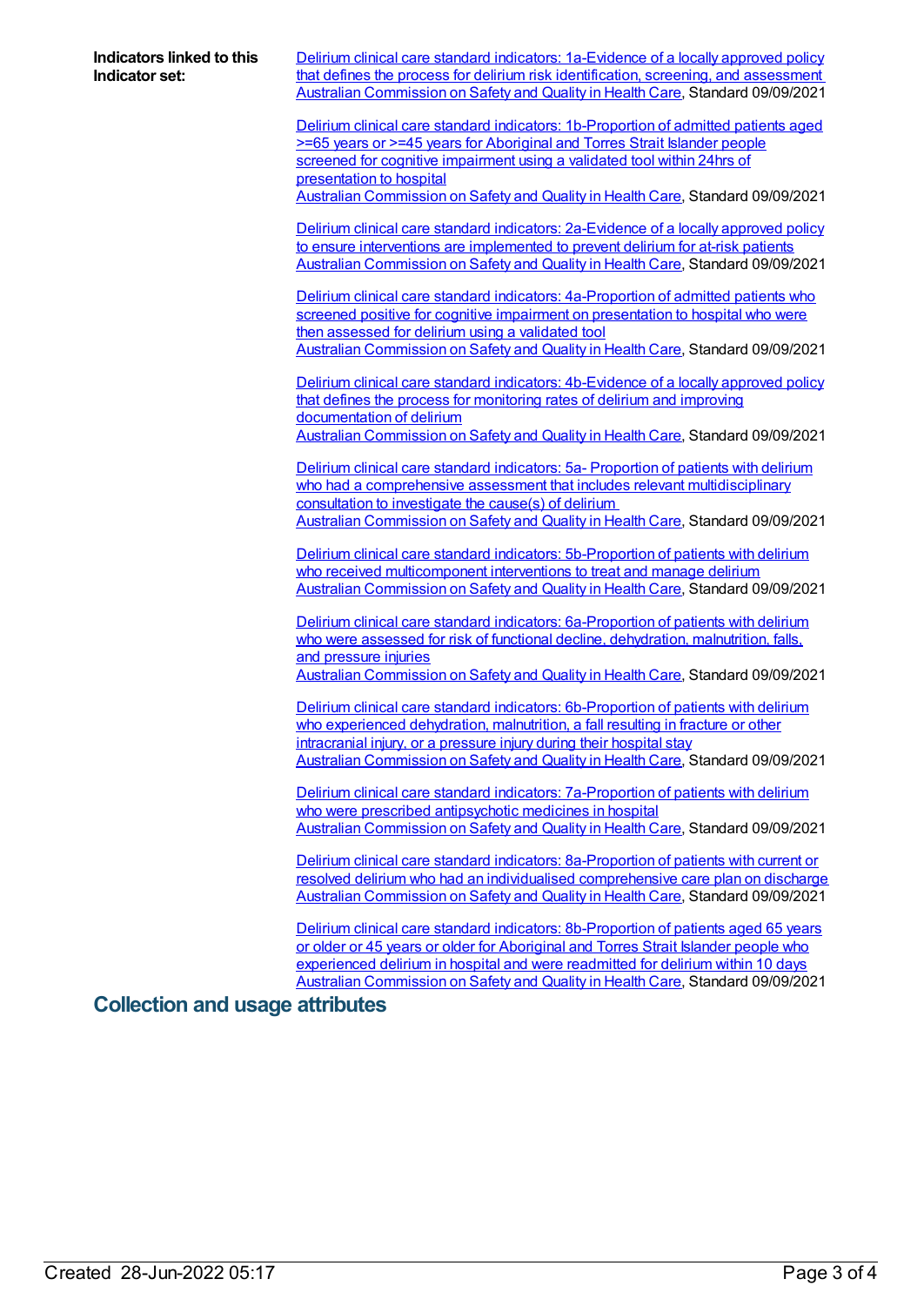**Indicators linked to this Indicator set:**

Delirium clinical care standard indicators: 1a-Evidence of a locally approved policy that defines the process for delirium risk identification, screening, and assessment
Australian Commission on Safety and Quality in Health Care, Standard 09/09/2021

Delirium clinical care standard indicators: 1b-Proportion of admitted patients aged >=65 years or >=45 years for Aboriginal and Torres Strait Islander people screened for cognitive impairment using a validated tool within 24hrs of presentation to hospital
Australian Commission on Safety and Quality in Health Care, Standard 09/09/2021

Delirium clinical care standard indicators: 2a-Evidence of a locally approved policy to ensure interventions are implemented to prevent delirium for at-risk patients
Australian Commission on Safety and Quality in Health Care, Standard 09/09/2021

Delirium clinical care standard indicators: 4a-Proportion of admitted patients who screened positive for cognitive impairment on presentation to hospital who were then assessed for delirium using a validated tool
Australian Commission on Safety and Quality in Health Care, Standard 09/09/2021

Delirium clinical care standard indicators: 4b-Evidence of a locally approved policy that defines the process for monitoring rates of delirium and improving documentation of delirium
Australian Commission on Safety and Quality in Health Care, Standard 09/09/2021

Delirium clinical care standard indicators: 5a- Proportion of patients with delirium who had a comprehensive assessment that includes relevant multidisciplinary consultation to investigate the cause(s) of delirium
Australian Commission on Safety and Quality in Health Care, Standard 09/09/2021

Delirium clinical care standard indicators: 5b-Proportion of patients with delirium who received multicomponent interventions to treat and manage delirium
Australian Commission on Safety and Quality in Health Care, Standard 09/09/2021

Delirium clinical care standard indicators: 6a-Proportion of patients with delirium who were assessed for risk of functional decline, dehydration, malnutrition, falls, and pressure injuries
Australian Commission on Safety and Quality in Health Care, Standard 09/09/2021

Delirium clinical care standard indicators: 6b-Proportion of patients with delirium who experienced dehydration, malnutrition, a fall resulting in fracture or other intracranial injury, or a pressure injury during their hospital stay
Australian Commission on Safety and Quality in Health Care, Standard 09/09/2021

Delirium clinical care standard indicators: 7a-Proportion of patients with delirium who were prescribed antipsychotic medicines in hospital
Australian Commission on Safety and Quality in Health Care, Standard 09/09/2021

Delirium clinical care standard indicators: 8a-Proportion of patients with current or resolved delirium who had an individualised comprehensive care plan on discharge
Australian Commission on Safety and Quality in Health Care, Standard 09/09/2021

Delirium clinical care standard indicators: 8b-Proportion of patients aged 65 years or older or 45 years or older for Aboriginal and Torres Strait Islander people who experienced delirium in hospital and were readmitted for delirium within 10 days
Australian Commission on Safety and Quality in Health Care, Standard 09/09/2021

## Collection and usage attributes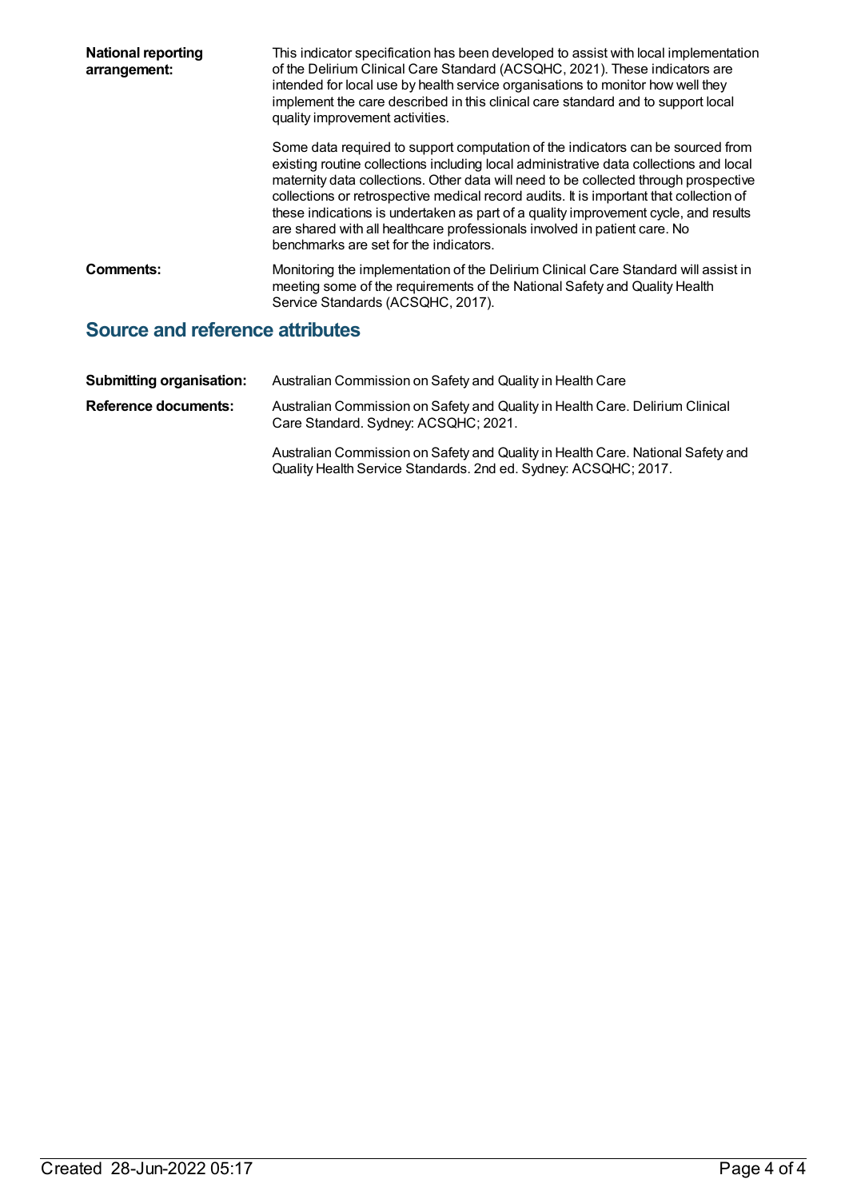**National reporting arrangement:**

This indicator specification has been developed to assist with local implementation of the Delirium Clinical Care Standard (ACSQHC, 2021). These indicators are intended for local use by health service organisations to monitor how well they implement the care described in this clinical care standard and to support local quality improvement activities.

Some data required to support computation of the indicators can be sourced from existing routine collections including local administrative data collections and local maternity data collections. Other data will need to be collected through prospective collections or retrospective medical record audits. It is important that collection of these indications is undertaken as part of a quality improvement cycle, and results are shared with all healthcare professionals involved in patient care. No benchmarks are set for the indicators.

**Comments:**

Monitoring the implementation of the Delirium Clinical Care Standard will assist in meeting some of the requirements of the National Safety and Quality Health Service Standards (ACSQHC, 2017).

## Source and reference attributes

**Submitting organisation:**

Australian Commission on Safety and Quality in Health Care

**Reference documents:**

Australian Commission on Safety and Quality in Health Care. Delirium Clinical Care Standard. Sydney: ACSQHC; 2021.

Australian Commission on Safety and Quality in Health Care. National Safety and Quality Health Service Standards. 2nd ed. Sydney: ACSQHC; 2017.

Created 28-Jun-2022 05:17